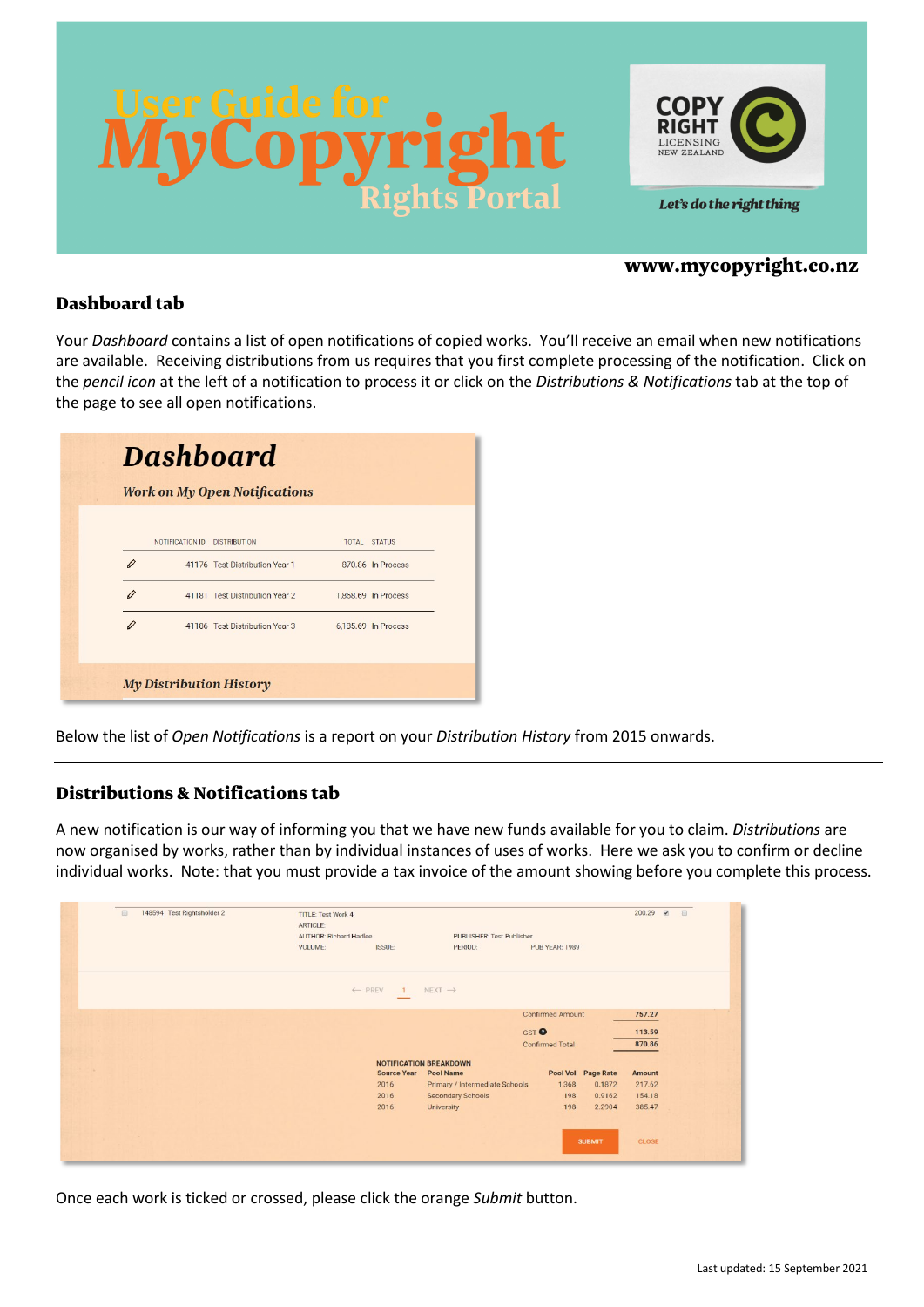# User Guide for MyCopyright Rights Portal

COPY RIGHT LICENSING NEW ZEALAND

*Let's do the right thing*

**www.mycopyright.co.nz**

## Dashboard tab

Your *Dashboard* contains a list of open notifications of copied works. You'll receive an email when new notifications are available. Receiving distributions from us requires that you first complete processing of the notification. Click on the *pencil icon* at the left of a notification to process it or click on the *Distributions & Notifications* tab at the top of the page to see all open notifications.

Below the list of *Open Notifications* is a report on your *Distribution History* from 2015 onwards.

## Distributions & Notifications tab

A new notification is our way of informing you that we have new funds available for you to claim. *Distributions* are now organised by works, rather than by individual instances of uses of works. Here we ask you to confirm or decline individual works. Note: that you must provide a tax invoice of the amount showing before you complete this process.

Once each work is ticked or crossed, please click the orange *Submit* button.

Last updated: 15 September 2021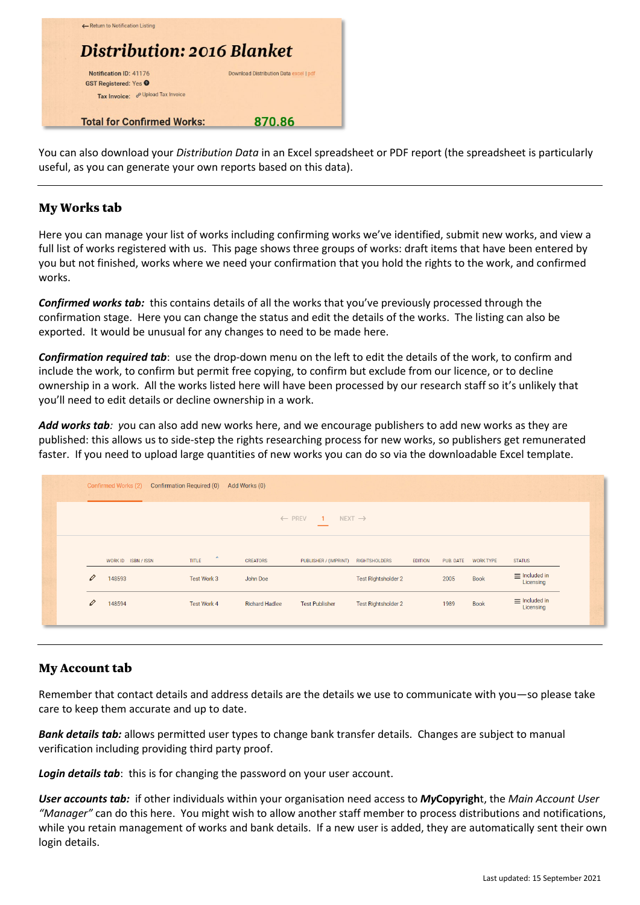← Return to Notification Listing

**Distribution: 2016 Blanket**

Notification ID: 41176

GST Registered: Yes

Tax Invoice: Upload Tax Invoice

Download Distribution Data excel | pdf

**Total for Confirmed Works: 870.86**

You can also download your *Distribution Data* in an Excel spreadsheet or PDF report (the spreadsheet is particularly useful, as you can generate your own reports based on this data).

---

## My Works tab

Here you can manage your list of works including confirming works we've identified, submit new works, and view a full list of works registered with us. This page shows three groups of works: draft items that have been entered by you but not finished, works where we need your confirmation that you hold the rights to the work, and confirmed works.

***Confirmed works tab:*** this contains details of all the works that you've previously processed through the confirmation stage. Here you can change the status and edit the details of the works. The listing can also be exported. It would be unusual for any changes to need to be made here.

***Confirmation required tab***: use the drop-down menu on the left to edit the details of the work, to confirm and include the work, to confirm but permit free copying, to confirm but exclude from our licence, or to decline ownership in a work. All the works listed here will have been processed by our research staff so it's unlikely that you'll need to edit details or decline ownership in a work.

***Add works tab****:* you can also add new works here, and we encourage publishers to add new works as they are published: this allows us to side-step the rights researching process for new works, so publishers get remunerated faster. If you need to upload large quantities of new works you can do so via the downloadable Excel template.

Confirmed Works (2) Confirmation Required (0) Add Works (0)

← PREV 1 NEXT →

| | WORK ID | ISBN / ISSN | TITLE | CREATORS | PUBLISHER / (IMPRINT) | RIGHTSHOLDERS | EDITION | PUB. DATE | WORK TYPE | STATUS |
|---|---|---|---|---|---|---|---|---|---|---|
| | 148593 | | Test Work 3 | John Doe | | Test Rightsholder 2 | | 2005 | Book | Included in Licensing |
| | 148594 | | Test Work 4 | Richard Hadlee | Test Publisher | Test Rightsholder 2 | | 1989 | Book | Included in Licensing |

---

## My Account tab

Remember that contact details and address details are the details we use to communicate with you—so please take care to keep them accurate and up to date.

***Bank details tab:*** allows permitted user types to change bank transfer details. Changes are subject to manual verification including providing third party proof.

***Login details tab***: this is for changing the password on your user account.

***User accounts tab:*** if other individuals within your organisation need access to ***MyCopyrigh***t, the *Main Account User "Manager"* can do this here. You might wish to allow another staff member to process distributions and notifications, while you retain management of works and bank details. If a new user is added, they are automatically sent their own login details.

Last updated: 15 September 2021